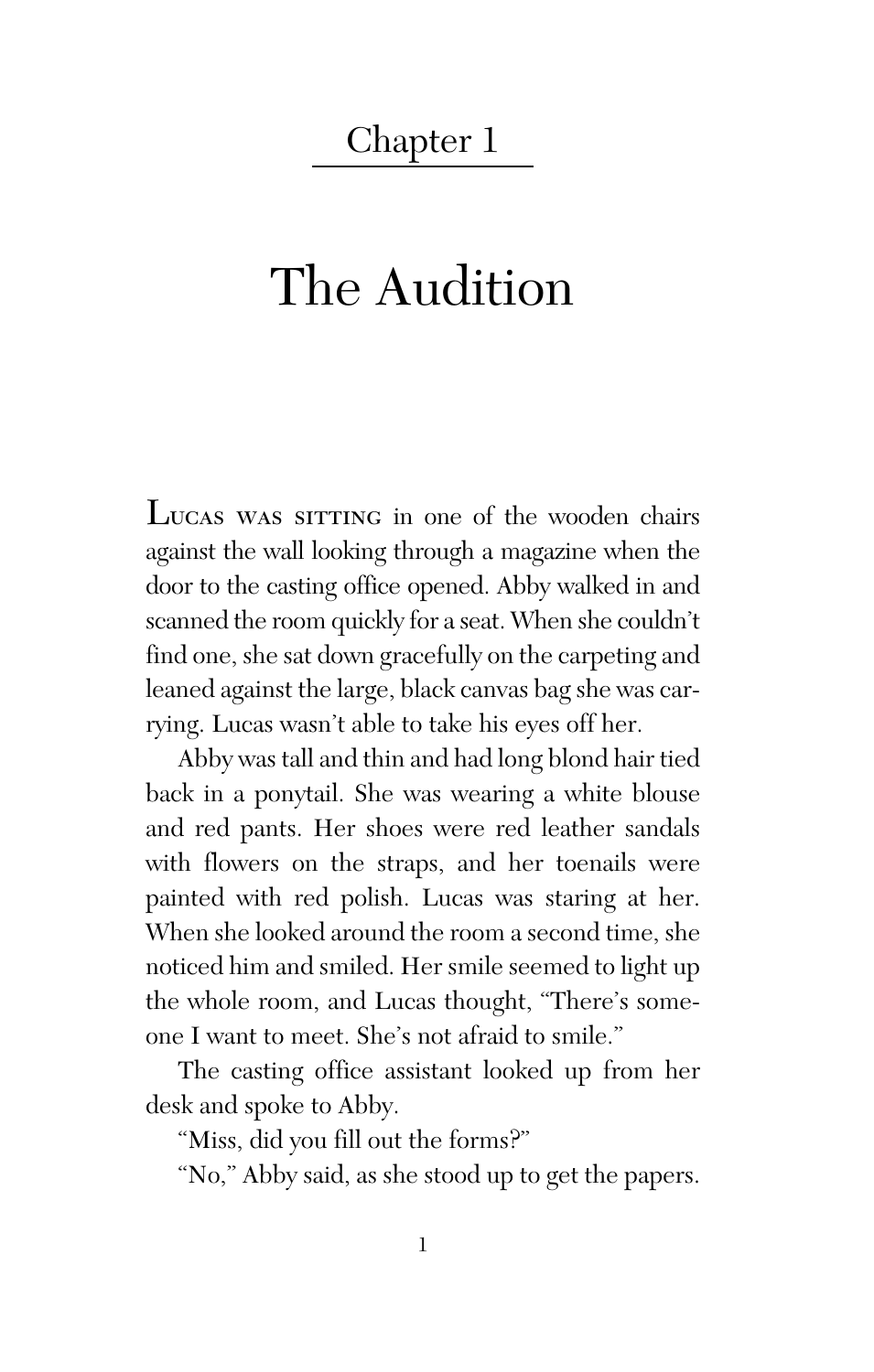# Chapter 1

## The Audition

LUCAS WAS SITTING in one of the wooden chairs against the wall looking through a magazine when the door to the casting office opened. Abby walked in and scanned the room quickly for a seat. When she couldn't find one, she sat down gracefully on the carpeting and leaned against the large, black canvas bag she was carrying. Lucas wasn't able to take his eyes off her.

Abby was tall and thin and had long blond hair tied back in a ponytail. She was wearing a white blouse and red pants. Her shoes were red leather sandals with flowers on the straps, and her toenails were painted with red polish. Lucas was staring at her. When she looked around the room a second time, she noticed him and smiled. Her smile seemed to light up the whole room, and Lucas thought, "There's someone I want to meet. She's not afraid to smile."

The casting office assistant looked up from her desk and spoke to Abby.

"Miss, did you fill out the forms?"

"No," Abby said, as she stood up to get the papers.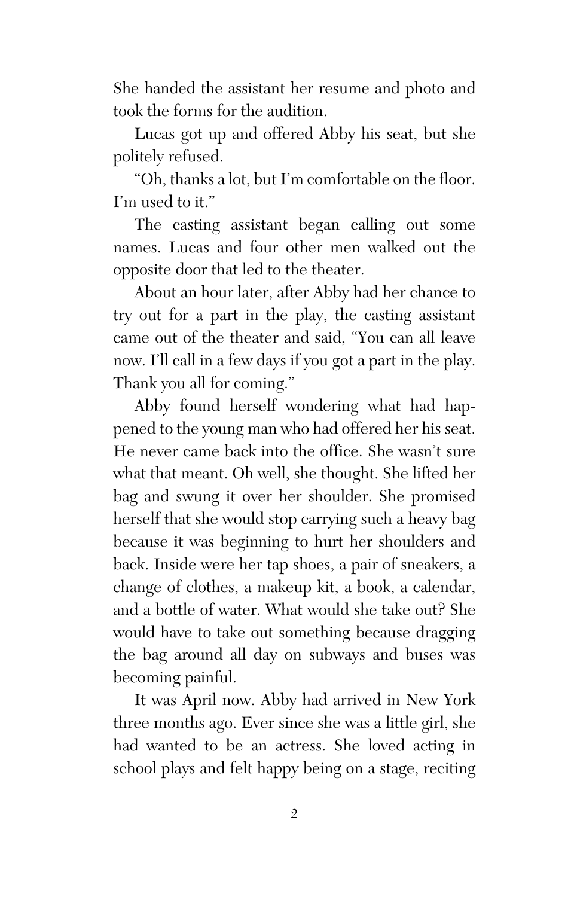She handed the assistant her resume and photo and took the forms for the audition.

Lucas got up and offered Abby his seat, but she politely refused.

"Oh, thanks a lot, but I'm comfortable on the floor. I'm used to it."

The casting assistant began calling out some names. Lucas and four other men walked out the opposite door that led to the theater.

About an hour later, after Abby had her chance to try out for a part in the play, the casting assistant came out of the theater and said, "You can all leave now. I'll call in a few days if you got a part in the play. Thank you all for coming."

Abby found herself wondering what had happened to the young man who had offered her his seat. He never came back into the office. She wasn't sure what that meant. Oh well, she thought. She lifted her bag and swung it over her shoulder. She promised herself that she would stop carrying such a heavy bag because it was beginning to hurt her shoulders and back. Inside were her tap shoes, a pair of sneakers, a change of clothes, a makeup kit, a book, a calendar, and a bottle of water. What would she take out? She would have to take out something because dragging the bag around all day on subways and buses was becoming painful.

It was April now. Abby had arrived in New York three months ago. Ever since she was a little girl, she had wanted to be an actress. She loved acting in school plays and felt happy being on a stage, reciting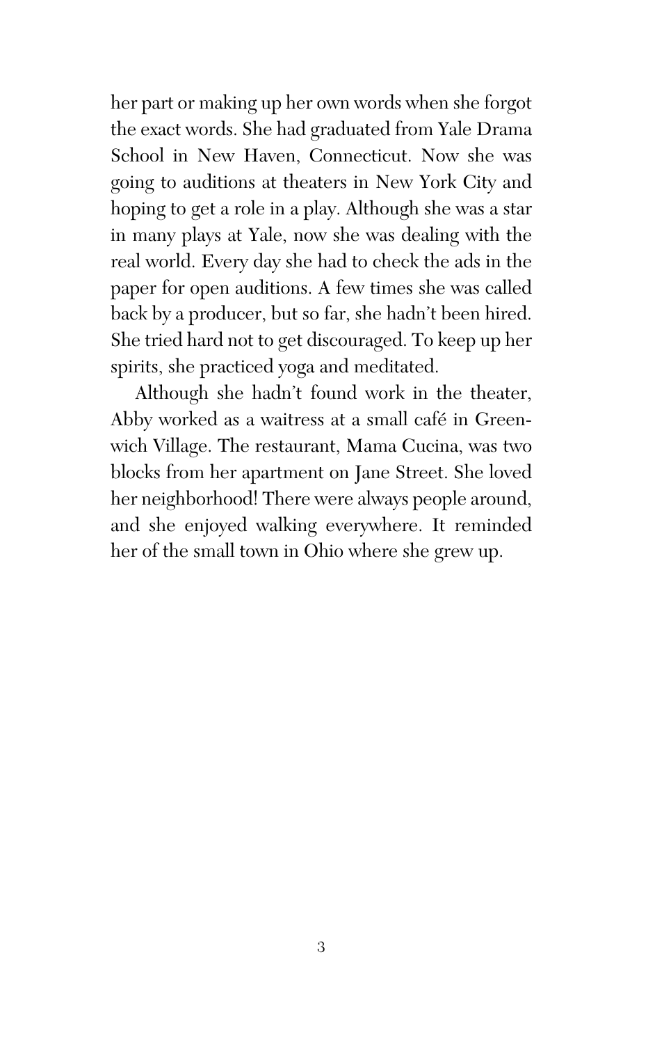her part or making up her own words when she forgot the exact words. She had graduated from Yale Drama School in New Haven, Connecticut. Now she was going to auditions at theaters in New York City and hoping to get a role in a play. Although she was a star in many plays at Yale, now she was dealing with the real world. Every day she had to check the ads in the paper for open auditions. A few times she was called back by a producer, but so far, she hadn't been hired. She tried hard not to get discouraged. To keep up her spirits, she practiced yoga and meditated.

Although she hadn't found work in the theater, Abby worked as a waitress at a small café in Greenwich Village. The restaurant, Mama Cucina, was two blocks from her apartment on Jane Street. She loved her neighborhood! There were always people around, and she enjoyed walking everywhere. It reminded her of the small town in Ohio where she grew up.